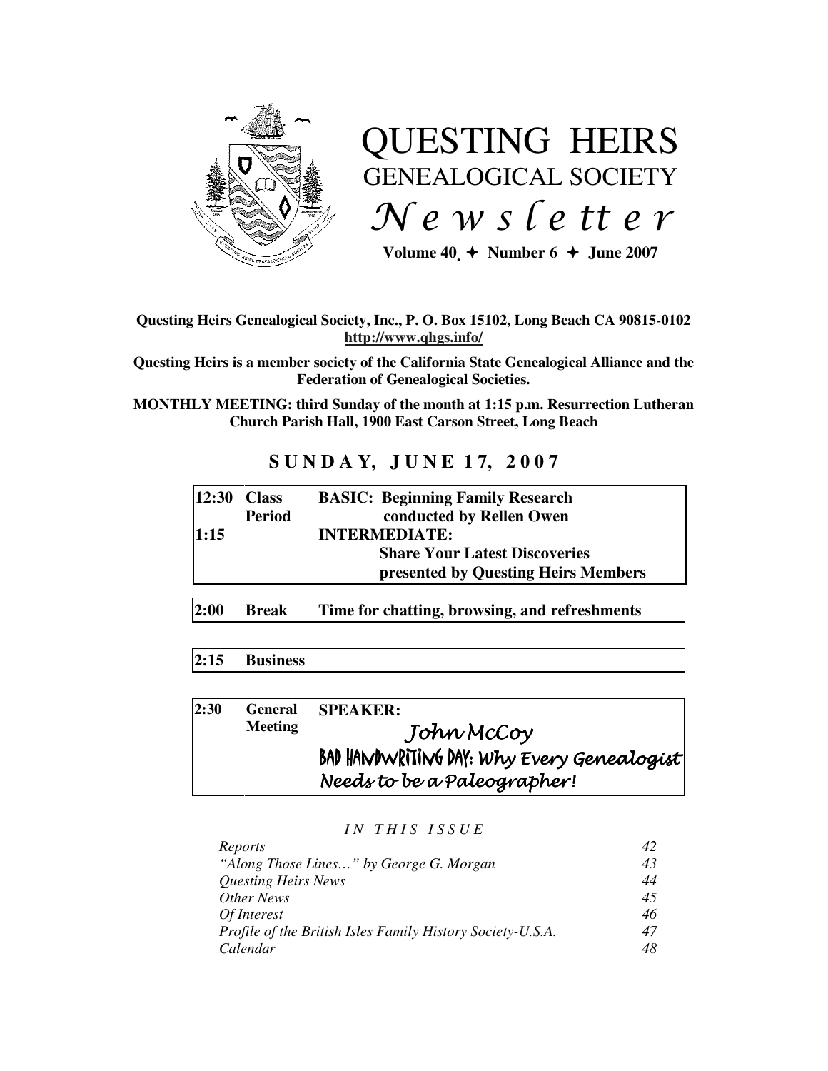# QUESTING HEIRS
## GENEALOGICAL SOCIETY
## *Newsletter*

**Volume 40 ✦ Number 6 ✦ June 2007**

**Questing Heirs Genealogical Society, Inc., P. O. Box 15102, Long Beach CA 90815-0102**
**http://www.qhgs.info/**

**Questing Heirs is a member society of the California State Genealogical Alliance and the Federation of Genealogical Societies.**

**MONTHLY MEETING: third Sunday of the month at 1:15 p.m. Resurrection Lutheran Church Parish Hall, 1900 East Carson Street, Long Beach**

## SUNDAY, JUNE 17, 2007

| | | |
|---|---|---|
| **12:30** | **Class Period** | **BASIC: Beginning Family Research** conducted by Rellen Owen |
| **1:15** | | **INTERMEDIATE: Share Your Latest Discoveries** presented by Questing Heirs Members |
| **2:00** | **Break** | **Time for chatting, browsing, and refreshments** |
| **2:15** | **Business** | |
| **2:30** | **General Meeting** | **SPEAKER:** *John McCoy* BAD HANDWRITING DAY: *Why Every Genealogist Needs to be a Paleographer!* |

*IN THIS ISSUE*

| | |
|---|---|
| *Reports* | *42* |
| *"Along Those Lines…" by George G. Morgan* | *43* |
| *Questing Heirs News* | *44* |
| *Other News* | *45* |
| *Of Interest* | *46* |
| *Profile of the British Isles Family History Society-U.S.A.* | *47* |
| *Calendar* | *48* |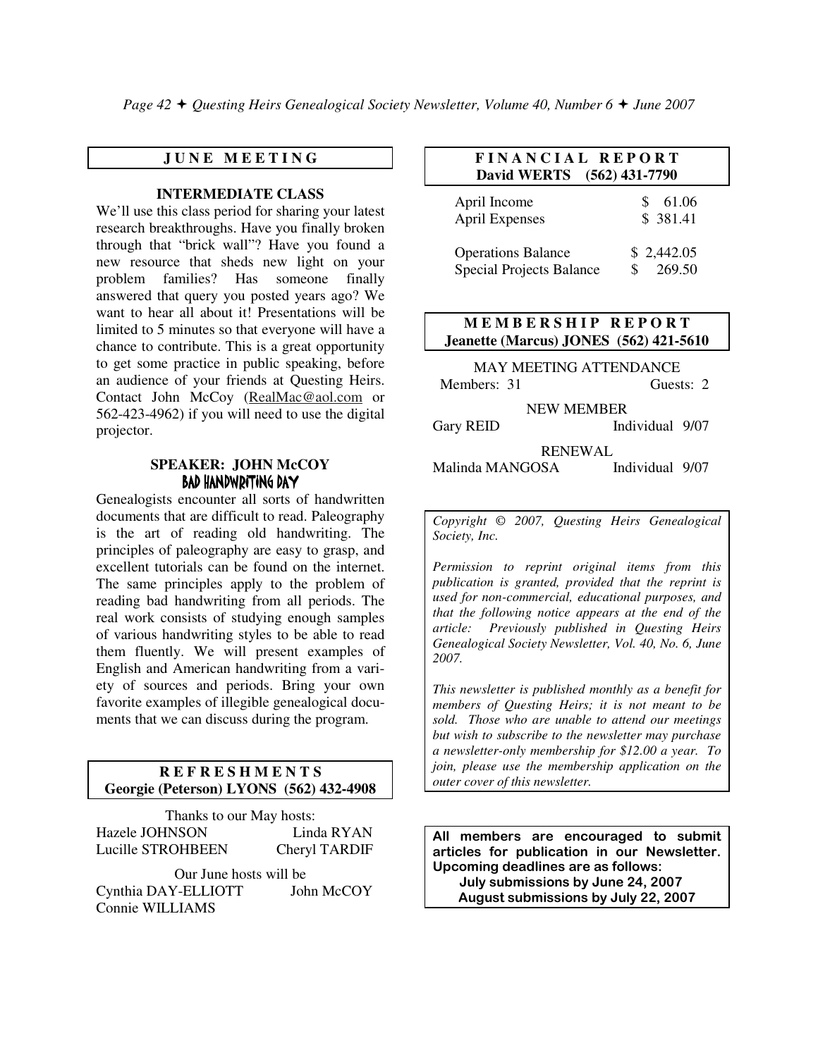## JUNE MEETING

### INTERMEDIATE CLASS

We'll use this class period for sharing your latest research breakthroughs. Have you finally broken through that "brick wall"? Have you found a new resource that sheds new light on your problem families? Has someone finally answered that query you posted years ago? We want to hear all about it! Presentations will be limited to 5 minutes so that everyone will have a chance to contribute. This is a great opportunity to get some practice in public speaking, before an audience of your friends at Questing Heirs. Contact John McCoy (RealMac@aol.com or 562-423-4962) if you will need to use the digital projector.

### SPEAKER: JOHN McCOY
### BAD HANDWRITING DAY

Genealogists encounter all sorts of handwritten documents that are difficult to read. Paleography is the art of reading old handwriting. The principles of paleography are easy to grasp, and excellent tutorials can be found on the internet. The same principles apply to the problem of reading bad handwriting from all periods. The real work consists of studying enough samples of various handwriting styles to be able to read them fluently. We will present examples of English and American handwriting from a variety of sources and periods. Bring your own favorite examples of illegible genealogical documents that we can discuss during the program.

## REFRESHMENTS
**Georgie (Peterson) LYONS (562) 432-4908**

Thanks to our May hosts:

Hazele JOHNSON, Linda RYAN, Lucille STROHBEEN, Cheryl TARDIF

Our June hosts will be

Cynthia DAY-ELLIOTT, John McCOY, Connie WILLIAMS

## FINANCIAL REPORT
**David WERTS (562) 431-7790**

| | |
|---|---|
| April Income | $ 61.06 |
| April Expenses | $ 381.41 |
| Operations Balance | $ 2,442.05 |
| Special Projects Balance | $ 269.50 |

## MEMBERSHIP REPORT
**Jeanette (Marcus) JONES (562) 421-5610**

MAY MEETING ATTENDANCE

Members: 31 Guests: 2

NEW MEMBER

Gary REID Individual 9/07

RENEWAL

Malinda MANGOSA Individual 9/07

*Copyright © 2007, Questing Heirs Genealogical Society, Inc.*

*Permission to reprint original items from this publication is granted, provided that the reprint is used for non-commercial, educational purposes, and that the following notice appears at the end of the article: Previously published in Questing Heirs Genealogical Society Newsletter, Vol. 40, No. 6, June 2007.*

*This newsletter is published monthly as a benefit for members of Questing Heirs; it is not meant to be sold. Those who are unable to attend our meetings but wish to subscribe to the newsletter may purchase a newsletter-only membership for $12.00 a year. To join, please use the membership application on the outer cover of this newsletter.*

**All members are encouraged to submit articles for publication in our Newsletter. Upcoming deadlines are as follows:**

**July submissions by June 24, 2007**

**August submissions by July 22, 2007**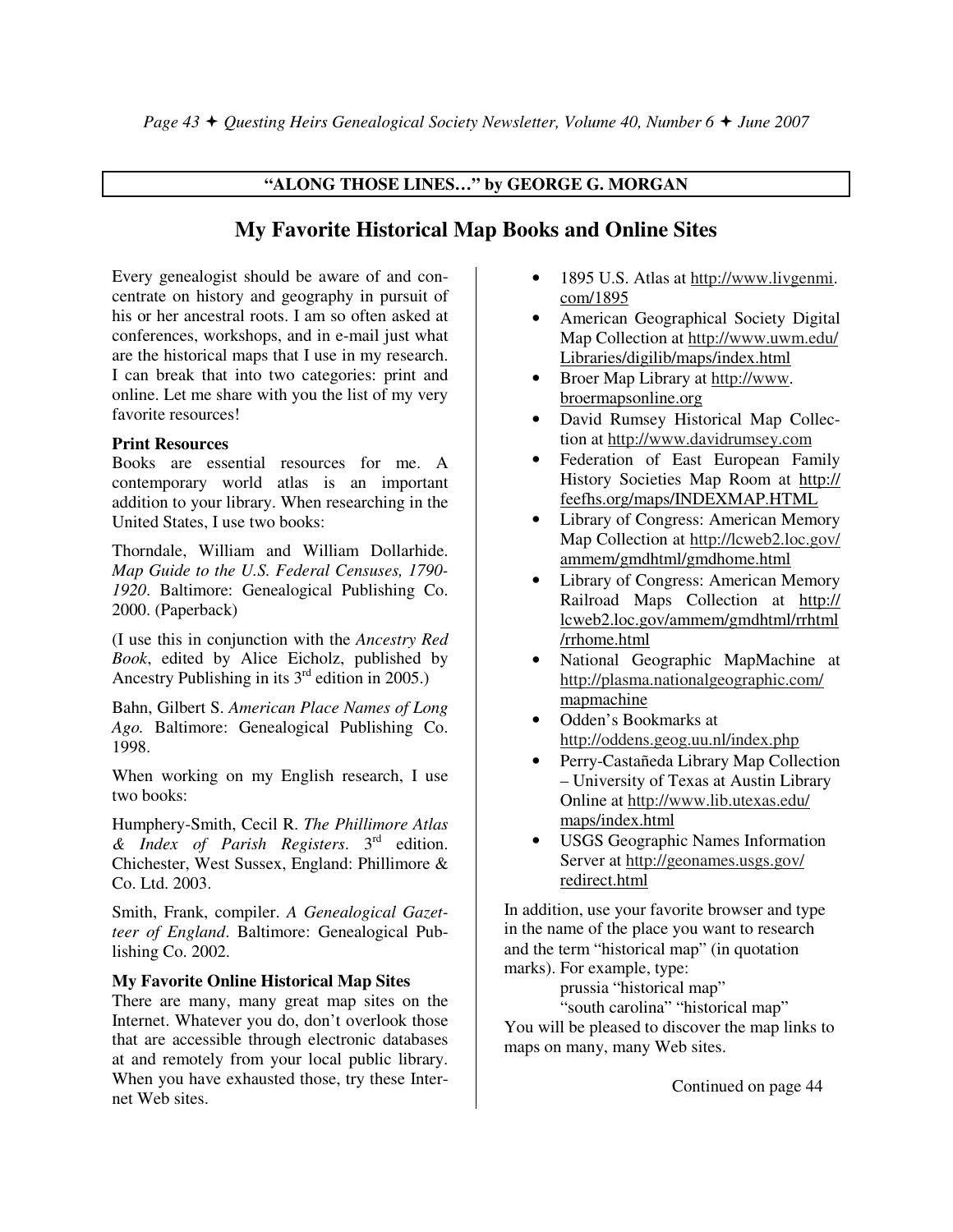**"ALONG THOSE LINES…" by GEORGE G. MORGAN**

## My Favorite Historical Map Books and Online Sites

Every genealogist should be aware of and concentrate on history and geography in pursuit of his or her ancestral roots. I am so often asked at conferences, workshops, and in e-mail just what are the historical maps that I use in my research. I can break that into two categories: print and online. Let me share with you the list of my very favorite resources!

**Print Resources**

Books are essential resources for me. A contemporary world atlas is an important addition to your library. When researching in the United States, I use two books:

Thorndale, William and William Dollarhide. *Map Guide to the U.S. Federal Censuses, 1790-1920*. Baltimore: Genealogical Publishing Co. 2000. (Paperback)

(I use this in conjunction with the *Ancestry Red Book*, edited by Alice Eicholz, published by Ancestry Publishing in its 3rd edition in 2005.)

Bahn, Gilbert S. *American Place Names of Long Ago.* Baltimore: Genealogical Publishing Co. 1998.

When working on my English research, I use two books:

Humphery-Smith, Cecil R. *The Phillimore Atlas & Index of Parish Registers*. 3rd edition. Chichester, West Sussex, England: Phillimore & Co. Ltd. 2003.

Smith, Frank, compiler. *A Genealogical Gazetteer of England*. Baltimore: Genealogical Publishing Co. 2002.

**My Favorite Online Historical Map Sites**

There are many, many great map sites on the Internet. Whatever you do, don't overlook those that are accessible through electronic databases at and remotely from your local public library. When you have exhausted those, try these Internet Web sites.

- 1895 U.S. Atlas at http://www.livgenmi.com/1895
- American Geographical Society Digital Map Collection at http://www.uwm.edu/Libraries/digilib/maps/index.html
- Broer Map Library at http://www.broermapsonline.org
- David Rumsey Historical Map Collection at http://www.davidrumsey.com
- Federation of East European Family History Societies Map Room at http://feefhs.org/maps/INDEXMAP.HTML
- Library of Congress: American Memory Map Collection at http://lcweb2.loc.gov/ammem/gmdhtml/gmdhome.html
- Library of Congress: American Memory Railroad Maps Collection at http://lcweb2.loc.gov/ammem/gmdhtml/rrhtml/rrhome.html
- National Geographic MapMachine at http://plasma.nationalgeographic.com/mapmachine
- Odden's Bookmarks at http://oddens.geog.uu.nl/index.php
- Perry-Castañeda Library Map Collection – University of Texas at Austin Library Online at http://www.lib.utexas.edu/maps/index.html
- USGS Geographic Names Information Server at http://geonames.usgs.gov/redirect.html

In addition, use your favorite browser and type in the name of the place you want to research and the term "historical map" (in quotation marks). For example, type:

prussia "historical map"

"south carolina" "historical map"

You will be pleased to discover the map links to maps on many, many Web sites.

Continued on page 44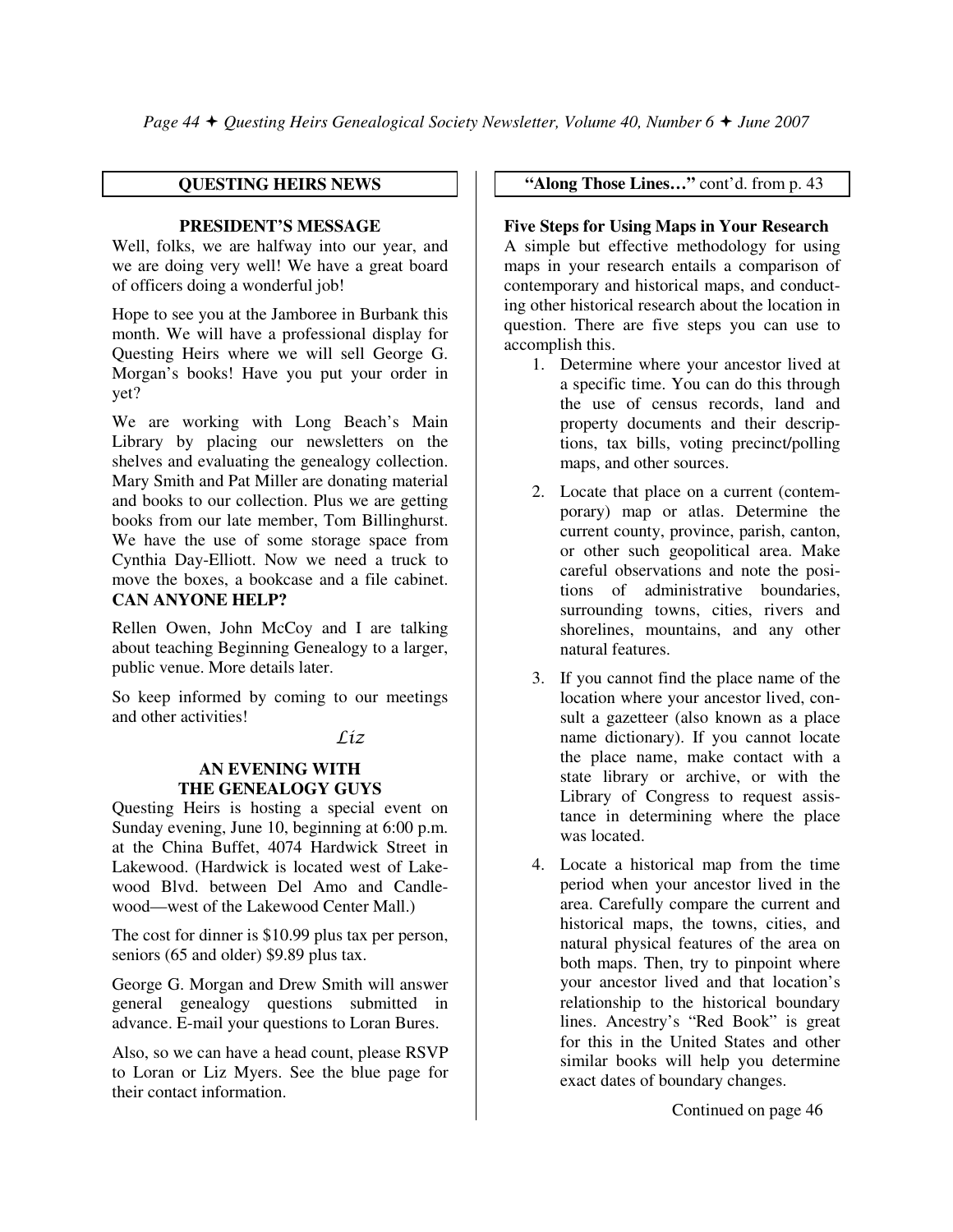## QUESTING HEIRS NEWS

### PRESIDENT'S MESSAGE

Well, folks, we are halfway into our year, and we are doing very well! We have a great board of officers doing a wonderful job!

Hope to see you at the Jamboree in Burbank this month. We will have a professional display for Questing Heirs where we will sell George G. Morgan's books! Have you put your order in yet?

We are working with Long Beach's Main Library by placing our newsletters on the shelves and evaluating the genealogy collection. Mary Smith and Pat Miller are donating material and books to our collection. Plus we are getting books from our late member, Tom Billinghurst. We have the use of some storage space from Cynthia Day-Elliott. Now we need a truck to move the boxes, a bookcase and a file cabinet. **CAN ANYONE HELP?**

Rellen Owen, John McCoy and I are talking about teaching Beginning Genealogy to a larger, public venue. More details later.

So keep informed by coming to our meetings and other activities!

*Liz*

### AN EVENING WITH THE GENEALOGY GUYS

Questing Heirs is hosting a special event on Sunday evening, June 10, beginning at 6:00 p.m. at the China Buffet, 4074 Hardwick Street in Lakewood. (Hardwick is located west of Lakewood Blvd. between Del Amo and Candlewood—west of the Lakewood Center Mall.)

The cost for dinner is $10.99 plus tax per person, seniors (65 and older) $9.89 plus tax.

George G. Morgan and Drew Smith will answer general genealogy questions submitted in advance. E-mail your questions to Loran Bures.

Also, so we can have a head count, please RSVP to Loran or Liz Myers. See the blue page for their contact information.

## "Along Those Lines…" cont'd. from p. 43

**Five Steps for Using Maps in Your Research**

A simple but effective methodology for using maps in your research entails a comparison of contemporary and historical maps, and conducting other historical research about the location in question. There are five steps you can use to accomplish this.

1. Determine where your ancestor lived at a specific time. You can do this through the use of census records, land and property documents and their descriptions, tax bills, voting precinct/polling maps, and other sources.
2. Locate that place on a current (contemporary) map or atlas. Determine the current county, province, parish, canton, or other such geopolitical area. Make careful observations and note the positions of administrative boundaries, surrounding towns, cities, rivers and shorelines, mountains, and any other natural features.
3. If you cannot find the place name of the location where your ancestor lived, consult a gazetteer (also known as a place name dictionary). If you cannot locate the place name, make contact with a state library or archive, or with the Library of Congress to request assistance in determining where the place was located.
4. Locate a historical map from the time period when your ancestor lived in the area. Carefully compare the current and historical maps, the towns, cities, and natural physical features of the area on both maps. Then, try to pinpoint where your ancestor lived and that location's relationship to the historical boundary lines. Ancestry's "Red Book" is great for this in the United States and other similar books will help you determine exact dates of boundary changes.

Continued on page 46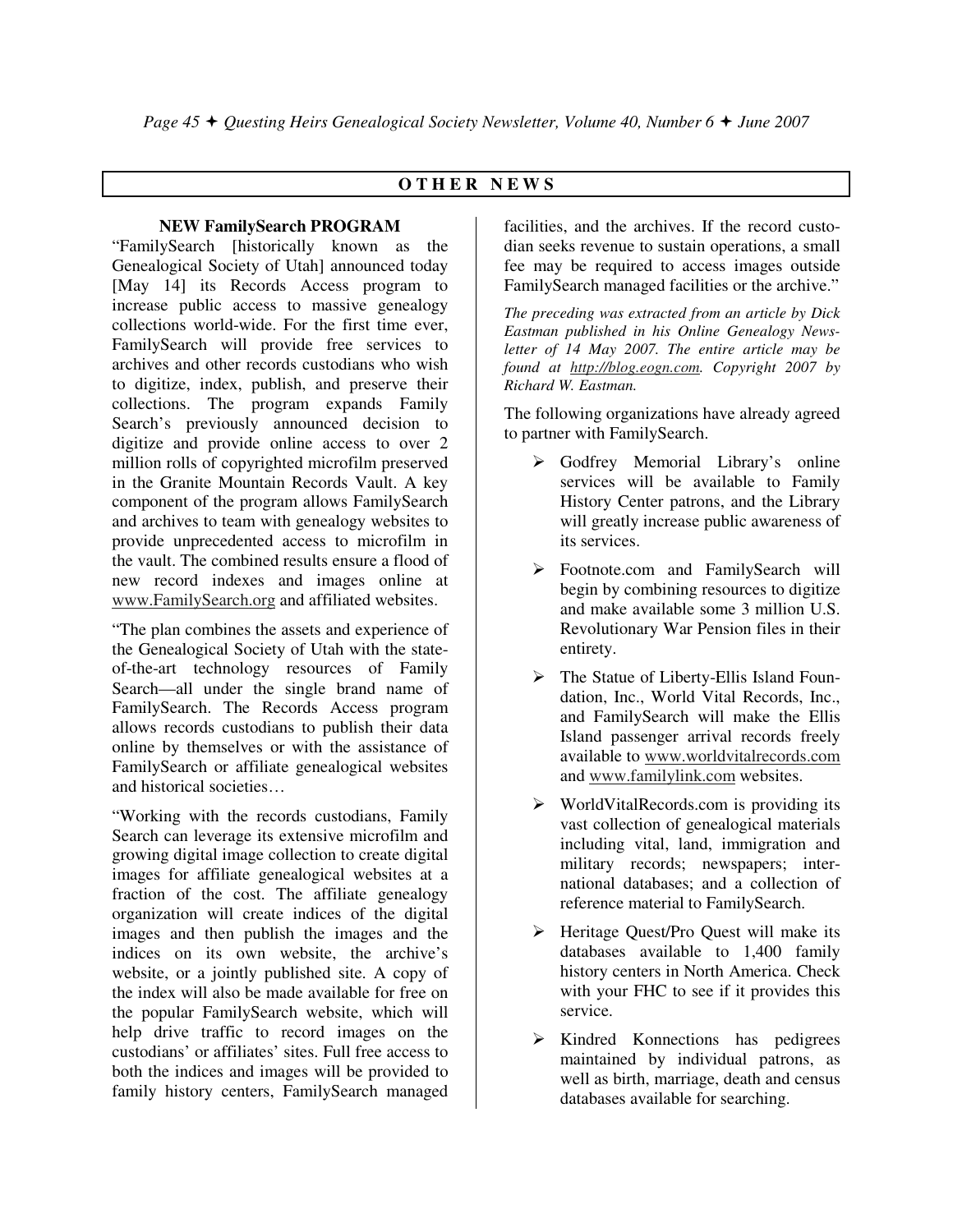## OTHER NEWS

### NEW FamilySearch PROGRAM

"FamilySearch [historically known as the Genealogical Society of Utah] announced today [May 14] its Records Access program to increase public access to massive genealogy collections world-wide. For the first time ever, FamilySearch will provide free services to archives and other records custodians who wish to digitize, index, publish, and preserve their collections. The program expands Family Search's previously announced decision to digitize and provide online access to over 2 million rolls of copyrighted microfilm preserved in the Granite Mountain Records Vault. A key component of the program allows FamilySearch and archives to team with genealogy websites to provide unprecedented access to microfilm in the vault. The combined results ensure a flood of new record indexes and images online at www.FamilySearch.org and affiliated websites.

"The plan combines the assets and experience of the Genealogical Society of Utah with the state-of-the-art technology resources of Family Search—all under the single brand name of FamilySearch. The Records Access program allows records custodians to publish their data online by themselves or with the assistance of FamilySearch or affiliate genealogical websites and historical societies…

"Working with the records custodians, Family Search can leverage its extensive microfilm and growing digital image collection to create digital images for affiliate genealogical websites at a fraction of the cost. The affiliate genealogy organization will create indices of the digital images and then publish the images and the indices on its own website, the archive's website, or a jointly published site. A copy of the index will also be made available for free on the popular FamilySearch website, which will help drive traffic to record images on the custodians' or affiliates' sites. Full free access to both the indices and images will be provided to family history centers, FamilySearch managed facilities, and the archives. If the record custodian seeks revenue to sustain operations, a small fee may be required to access images outside FamilySearch managed facilities or the archive."

*The preceding was extracted from an article by Dick Eastman published in his Online Genealogy Newsletter of 14 May 2007. The entire article may be found at http://blog.eogn.com. Copyright 2007 by Richard W. Eastman.*

The following organizations have already agreed to partner with FamilySearch.

- Godfrey Memorial Library's online services will be available to Family History Center patrons, and the Library will greatly increase public awareness of its services.
- Footnote.com and FamilySearch will begin by combining resources to digitize and make available some 3 million U.S. Revolutionary War Pension files in their entirety.
- The Statue of Liberty-Ellis Island Foundation, Inc., World Vital Records, Inc., and FamilySearch will make the Ellis Island passenger arrival records freely available to www.worldvitalrecords.com and www.familylink.com websites.
- WorldVitalRecords.com is providing its vast collection of genealogical materials including vital, land, immigration and military records; newspapers; international databases; and a collection of reference material to FamilySearch.
- Heritage Quest/Pro Quest will make its databases available to 1,400 family history centers in North America. Check with your FHC to see if it provides this service.
- Kindred Konnections has pedigrees maintained by individual patrons, as well as birth, marriage, death and census databases available for searching.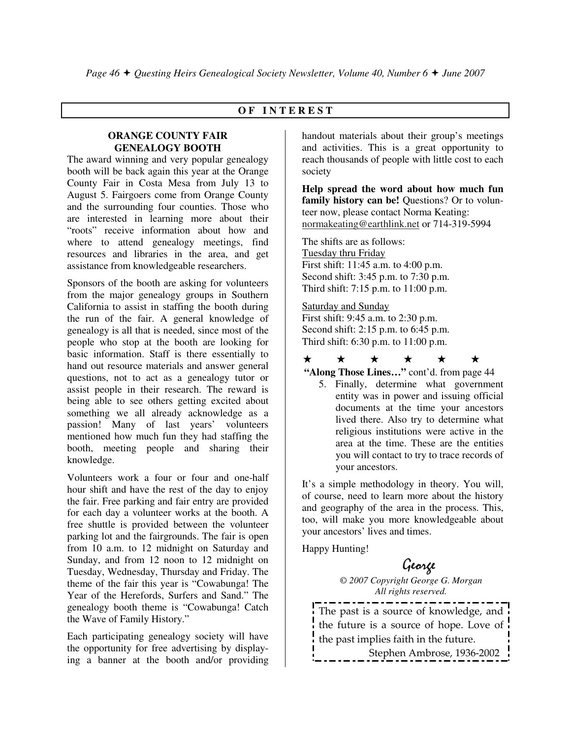## OF INTEREST

### ORANGE COUNTY FAIR GENEALOGY BOOTH

The award winning and very popular genealogy booth will be back again this year at the Orange County Fair in Costa Mesa from July 13 to August 5. Fairgoers come from Orange County and the surrounding four counties. Those who are interested in learning more about their "roots" receive information about how and where to attend genealogy meetings, find resources and libraries in the area, and get assistance from knowledgeable researchers.

Sponsors of the booth are asking for volunteers from the major genealogy groups in Southern California to assist in staffing the booth during the run of the fair. A general knowledge of genealogy is all that is needed, since most of the people who stop at the booth are looking for basic information. Staff is there essentially to hand out resource materials and answer general questions, not to act as a genealogy tutor or assist people in their research. The reward is being able to see others getting excited about something we all already acknowledge as a passion! Many of last years' volunteers mentioned how much fun they had staffing the booth, meeting people and sharing their knowledge.

Volunteers work a four or four and one-half hour shift and have the rest of the day to enjoy the fair. Free parking and fair entry are provided for each day a volunteer works at the booth. A free shuttle is provided between the volunteer parking lot and the fairgrounds. The fair is open from 10 a.m. to 12 midnight on Saturday and Sunday, and from 12 noon to 12 midnight on Tuesday, Wednesday, Thursday and Friday. The theme of the fair this year is "Cowabunga! The Year of the Herefords, Surfers and Sand." The genealogy booth theme is "Cowabunga! Catch the Wave of Family History."

Each participating genealogy society will have the opportunity for free advertising by displaying a banner at the booth and/or providing handout materials about their group's meetings and activities. This is a great opportunity to reach thousands of people with little cost to each society

**Help spread the word about how much fun family history can be!** Questions? Or to volunteer now, please contact Norma Keating: normakeating@earthlink.net or 714-319-5994

The shifts are as follows:

Tuesday thru Friday
First shift: 11:45 a.m. to 4:00 p.m.
Second shift: 3:45 p.m. to 7:30 p.m.
Third shift: 7:15 p.m. to 11:00 p.m.

Saturday and Sunday
First shift: 9:45 a.m. to 2:30 p.m.
Second shift: 2:15 p.m. to 6:45 p.m.
Third shift: 6:30 p.m. to 11:00 p.m.

★ ★ ★ ★ ★ ★

**"Along Those Lines…"** cont'd. from page 44

5. Finally, determine what government entity was in power and issuing official documents at the time your ancestors lived there. Also try to determine what religious institutions were active in the area at the time. These are the entities you will contact to try to trace records of your ancestors.

It's a simple methodology in theory. You will, of course, need to learn more about the history and geography of the area in the process. This, too, will make you more knowledgeable about your ancestors' lives and times.

Happy Hunting!

George

*© 2007 Copyright George G. Morgan*
*All rights reserved.*

> The past is a source of knowledge, and the future is a source of hope. Love of the past implies faith in the future.
> Stephen Ambrose, 1936-2002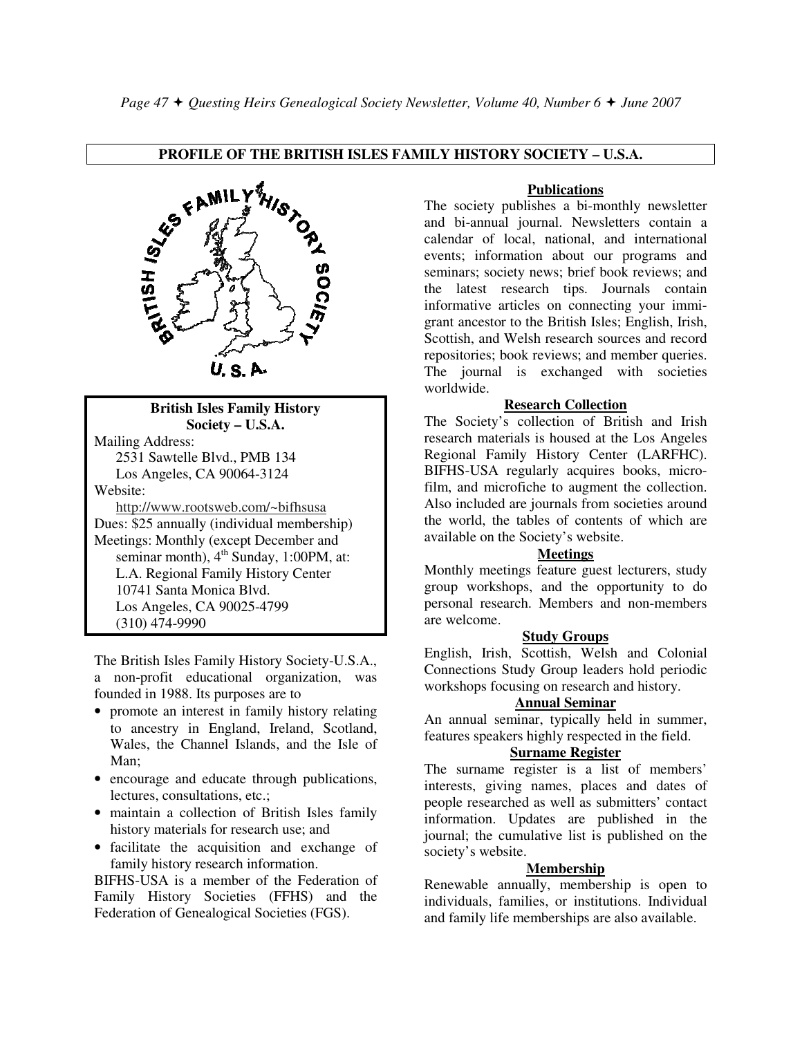## PROFILE OF THE BRITISH ISLES FAMILY HISTORY SOCIETY – U.S.A.

**British Isles Family History Society – U.S.A.**

Mailing Address:
2531 Sawtelle Blvd., PMB 134
Los Angeles, CA 90064-3124

Website:
http://www.rootsweb.com/~bifhsusa

Dues: $25 annually (individual membership)

Meetings: Monthly (except December and seminar month), 4th Sunday, 1:00PM, at:
L.A. Regional Family History Center
10741 Santa Monica Blvd.
Los Angeles, CA 90025-4799
(310) 474-9990

The British Isles Family History Society-U.S.A., a non-profit educational organization, was founded in 1988. Its purposes are to

- promote an interest in family history relating to ancestry in England, Ireland, Scotland, Wales, the Channel Islands, and the Isle of Man;
- encourage and educate through publications, lectures, consultations, etc.;
- maintain a collection of British Isles family history materials for research use; and
- facilitate the acquisition and exchange of family history research information.

BIFHS-USA is a member of the Federation of Family History Societies (FFHS) and the Federation of Genealogical Societies (FGS).

### Publications

The society publishes a bi-monthly newsletter and bi-annual journal. Newsletters contain a calendar of local, national, and international events; information about our programs and seminars; society news; brief book reviews; and the latest research tips. Journals contain informative articles on connecting your immigrant ancestor to the British Isles; English, Irish, Scottish, and Welsh research sources and record repositories; book reviews; and member queries. The journal is exchanged with societies worldwide.

### Research Collection

The Society's collection of British and Irish research materials is housed at the Los Angeles Regional Family History Center (LARFHC). BIFHS-USA regularly acquires books, microfilm, and microfiche to augment the collection. Also included are journals from societies around the world, the tables of contents of which are available on the Society's website.

### Meetings

Monthly meetings feature guest lecturers, study group workshops, and the opportunity to do personal research. Members and non-members are welcome.

### Study Groups

English, Irish, Scottish, Welsh and Colonial Connections Study Group leaders hold periodic workshops focusing on research and history.

### Annual Seminar

An annual seminar, typically held in summer, features speakers highly respected in the field.

### Surname Register

The surname register is a list of members' interests, giving names, places and dates of people researched as well as submitters' contact information. Updates are published in the journal; the cumulative list is published on the society's website.

### Membership

Renewable annually, membership is open to individuals, families, or institutions. Individual and family life memberships are also available.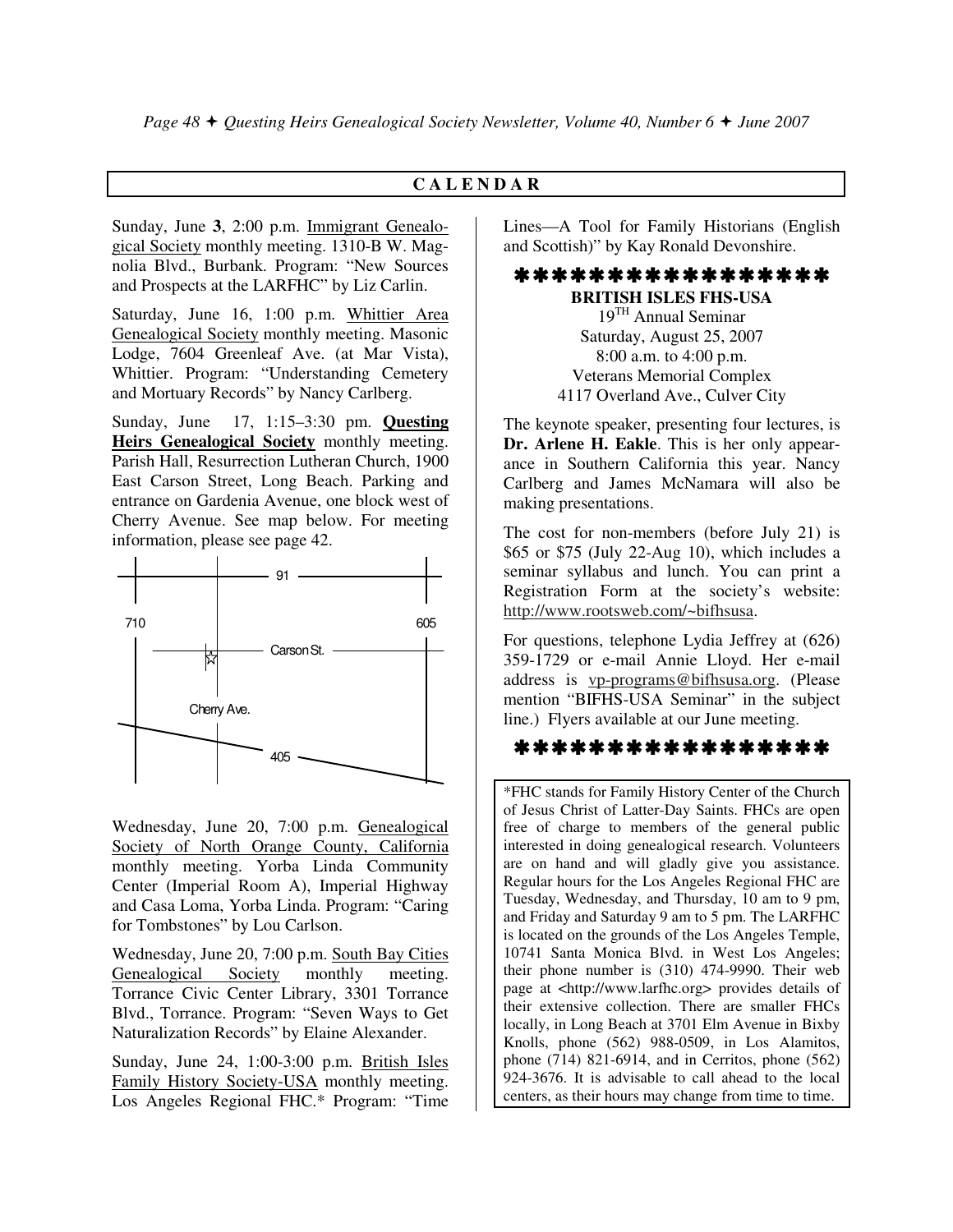## C A L E N D A R

Sunday, June **3**, 2:00 p.m. Immigrant Genealogical Society monthly meeting. 1310-B W. Magnolia Blvd., Burbank. Program: "New Sources and Prospects at the LARFHC" by Liz Carlin.

Saturday, June 16, 1:00 p.m. Whittier Area Genealogical Society monthly meeting. Masonic Lodge, 7604 Greenleaf Ave. (at Mar Vista), Whittier. Program: "Understanding Cemetery and Mortuary Records" by Nancy Carlberg.

Sunday, June 17, 1:15–3:30 pm. **Questing Heirs Genealogical Society** monthly meeting. Parish Hall, Resurrection Lutheran Church, 1900 East Carson Street, Long Beach. Parking and entrance on Gardenia Avenue, one block west of Cherry Avenue. See map below. For meeting information, please see page 42.

91
710
605
Carson St.
Cherry Ave.
405

Wednesday, June 20, 7:00 p.m. Genealogical Society of North Orange County, California monthly meeting. Yorba Linda Community Center (Imperial Room A), Imperial Highway and Casa Loma, Yorba Linda. Program: "Caring for Tombstones" by Lou Carlson.

Wednesday, June 20, 7:00 p.m. South Bay Cities Genealogical Society monthly meeting. Torrance Civic Center Library, 3301 Torrance Blvd., Torrance. Program: "Seven Ways to Get Naturalization Records" by Elaine Alexander.

Sunday, June 24, 1:00-3:00 p.m. British Isles Family History Society-USA monthly meeting. Los Angeles Regional FHC.* Program: "Time Lines—A Tool for Family Historians (English and Scottish)" by Kay Ronald Devonshire.

\*\*\*\*\*\*\*\*\*\*\*\*\*\*\*\*\*

**BRITISH ISLES FHS-USA**

19TH Annual Seminar
Saturday, August 25, 2007
8:00 a.m. to 4:00 p.m.
Veterans Memorial Complex
4117 Overland Ave., Culver City

The keynote speaker, presenting four lectures, is **Dr. Arlene H. Eakle**. This is her only appearance in Southern California this year. Nancy Carlberg and James McNamara will also be making presentations.

The cost for non-members (before July 21) is $65 or $75 (July 22-Aug 10), which includes a seminar syllabus and lunch. You can print a Registration Form at the society's website: http://www.rootsweb.com/~bifhsusa.

For questions, telephone Lydia Jeffrey at (626) 359-1729 or e-mail Annie Lloyd. Her e-mail address is vp-programs@bifhsusa.org. (Please mention "BIFHS-USA Seminar" in the subject line.) Flyers available at our June meeting.

\*\*\*\*\*\*\*\*\*\*\*\*\*\*\*\*\*

*FHC stands for Family History Center of the Church of Jesus Christ of Latter-Day Saints. FHCs are open free of charge to members of the general public interested in doing genealogical research. Volunteers are on hand and will gladly give you assistance. Regular hours for the Los Angeles Regional FHC are Tuesday, Wednesday, and Thursday, 10 am to 9 pm, and Friday and Saturday 9 am to 5 pm. The LARFHC is located on the grounds of the Los Angeles Temple, 10741 Santa Monica Blvd. in West Los Angeles; their phone number is (310) 474-9990. Their web page at <http://www.larfhc.org> provides details of their extensive collection. There are smaller FHCs locally, in Long Beach at 3701 Elm Avenue in Bixby Knolls, phone (562) 988-0509, in Los Alamitos, phone (714) 821-6914, and in Cerritos, phone (562) 924-3676. It is advisable to call ahead to the local centers, as their hours may change from time to time.